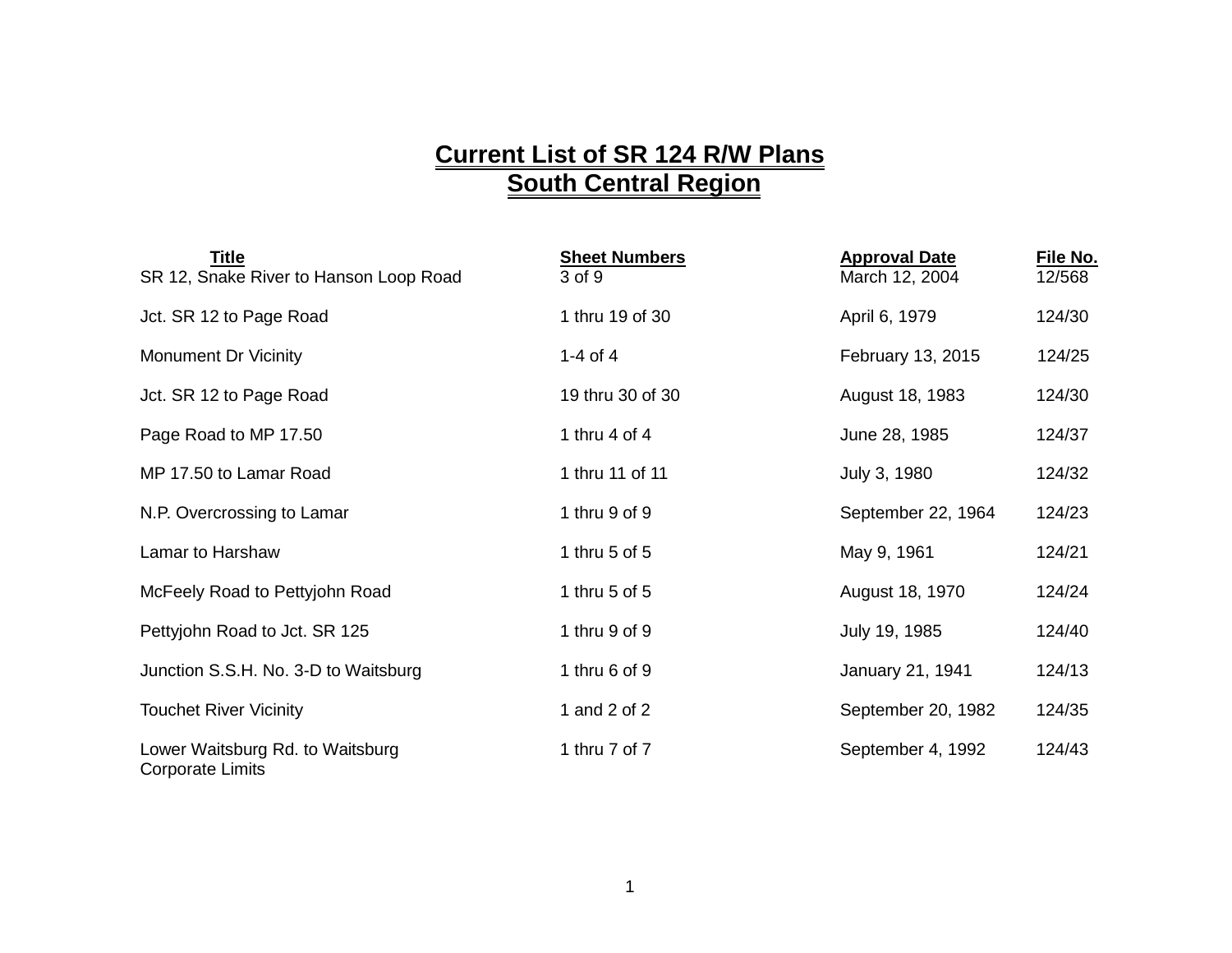# Current List of SR 124 R/W Plans
# South Central Region

| Title | Sheet Numbers | Approval Date | File No. |
|---|---|---|---|
| SR 12, Snake River to Hanson Loop Road | 3 of 9 | March 12, 2004 | 12/568 |
| Jct. SR 12 to Page Road | 1 thru 19 of 30 | April 6, 1979 | 124/30 |
| Monument Dr Vicinity | 1-4 of 4 | February 13, 2015 | 124/25 |
| Jct. SR 12 to Page Road | 19 thru 30 of 30 | August 18, 1983 | 124/30 |
| Page Road to MP 17.50 | 1 thru 4 of 4 | June 28, 1985 | 124/37 |
| MP 17.50 to Lamar Road | 1 thru 11 of 11 | July 3, 1980 | 124/32 |
| N.P. Overcrossing to Lamar | 1 thru 9 of 9 | September 22, 1964 | 124/23 |
| Lamar to Harshaw | 1 thru 5 of 5 | May 9, 1961 | 124/21 |
| McFeely Road to Pettyjohn Road | 1 thru 5 of 5 | August 18, 1970 | 124/24 |
| Pettyjohn Road to Jct. SR 125 | 1 thru 9 of 9 | July 19, 1985 | 124/40 |
| Junction S.S.H. No. 3-D to Waitsburg | 1 thru 6 of 9 | January 21, 1941 | 124/13 |
| Touchet River Vicinity | 1 and 2 of 2 | September 20, 1982 | 124/35 |
| Lower Waitsburg Rd. to Waitsburg Corporate Limits | 1 thru 7 of 7 | September 4, 1992 | 124/43 |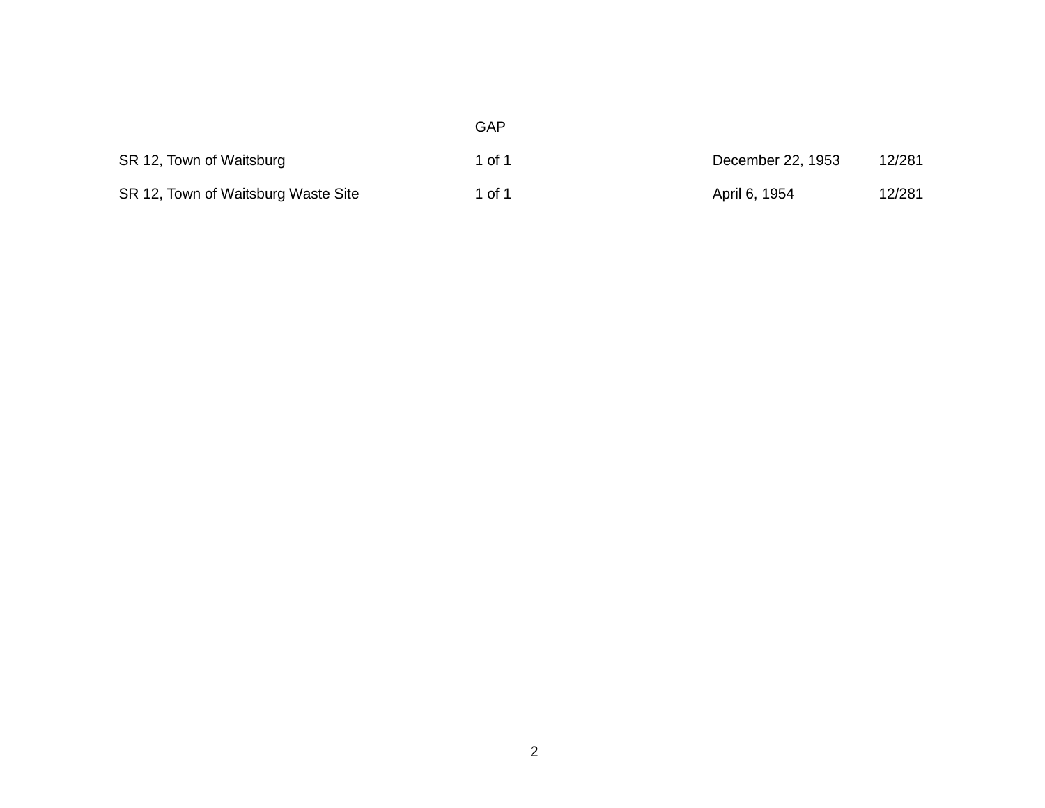| | | | |
|---|---|---|---|
| | GAP | | |
| SR 12, Town of Waitsburg | 1 of 1 | December 22, 1953 | 12/281 |
| SR 12, Town of Waitsburg Waste Site | 1 of 1 | April 6, 1954 | 12/281 |